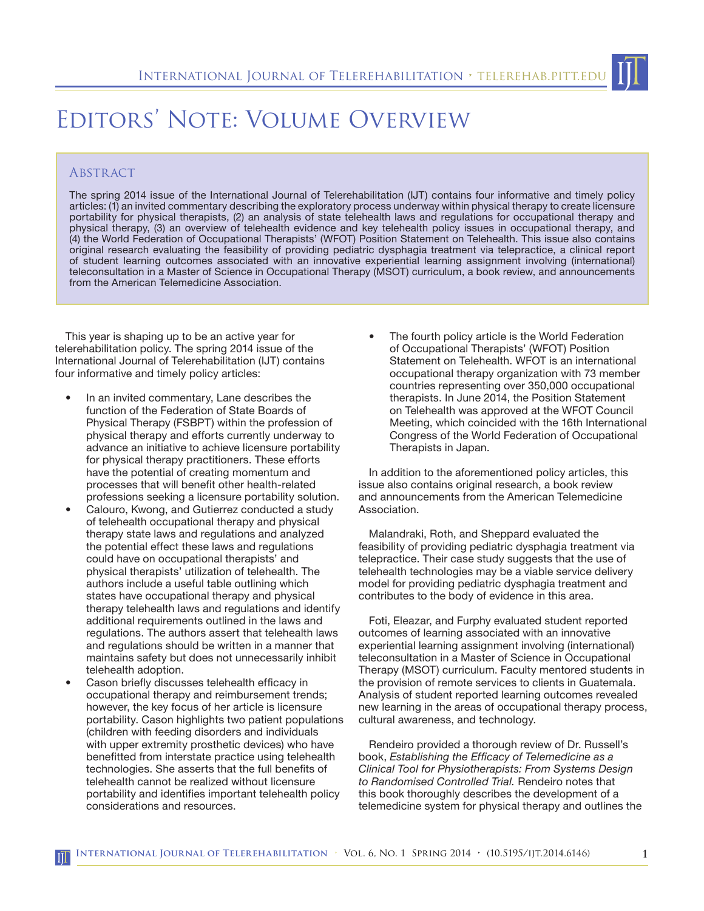# Editors' Note: Volume Overview

## Abstract

The spring 2014 issue of the International Journal of Telerehabilitation (IJT) contains four informative and timely policy articles: (1) an invited commentary describing the exploratory process underway within physical therapy to create licensure portability for physical therapists, (2) an analysis of state telehealth laws and regulations for occupational therapy and physical therapy, (3) an overview of telehealth evidence and key telehealth policy issues in occupational therapy, and (4) the World Federation of Occupational Therapists' (WFOT) Position Statement on Telehealth. This issue also contains original research evaluating the feasibility of providing pediatric dysphagia treatment via telepractice, a clinical report of student learning outcomes associated with an innovative experiential learning assignment involving (international) teleconsultation in a Master of Science in Occupational Therapy (MSOT) curriculum, a book review, and announcements from the American Telemedicine Association.

This year is shaping up to be an active year for telerehabilitation policy. The spring 2014 issue of the International Journal of Telerehabilitation (IJT) contains four informative and timely policy articles:

- In an invited commentary, Lane describes the function of the Federation of State Boards of Physical Therapy (FSBPT) within the profession of physical therapy and efforts currently underway to advance an initiative to achieve licensure portability for physical therapy practitioners. These efforts have the potential of creating momentum and processes that will benefit other health-related professions seeking a licensure portability solution.
- Calouro, Kwong, and Gutierrez conducted a study of telehealth occupational therapy and physical therapy state laws and regulations and analyzed the potential effect these laws and regulations could have on occupational therapists' and physical therapists' utilization of telehealth. The authors include a useful table outlining which states have occupational therapy and physical therapy telehealth laws and regulations and identify additional requirements outlined in the laws and regulations. The authors assert that telehealth laws and regulations should be written in a manner that maintains safety but does not unnecessarily inhibit telehealth adoption.
- Cason briefly discusses telehealth efficacy in occupational therapy and reimbursement trends; however, the key focus of her article is licensure portability. Cason highlights two patient populations (children with feeding disorders and individuals with upper extremity prosthetic devices) who have benefitted from interstate practice using telehealth technologies. She asserts that the full benefits of telehealth cannot be realized without licensure portability and identifies important telehealth policy considerations and resources.
- The fourth policy article is the World Federation of Occupational Therapists' (WFOT) Position Statement on Telehealth. WFOT is an international occupational therapy organization with 73 member countries representing over 350,000 occupational therapists. In June 2014, the Position Statement on Telehealth was approved at the WFOT Council Meeting, which coincided with the 16th International Congress of the World Federation of Occupational Therapists in Japan.

In addition to the aforementioned policy articles, this issue also contains original research, a book review and announcements from the American Telemedicine Association.

Malandraki, Roth, and Sheppard evaluated the feasibility of providing pediatric dysphagia treatment via telepractice. Their case study suggests that the use of telehealth technologies may be a viable service delivery model for providing pediatric dysphagia treatment and contributes to the body of evidence in this area.

Foti, Eleazar, and Furphy evaluated student reported outcomes of learning associated with an innovative experiential learning assignment involving (international) teleconsultation in a Master of Science in Occupational Therapy (MSOT) curriculum. Faculty mentored students in the provision of remote services to clients in Guatemala. Analysis of student reported learning outcomes revealed new learning in the areas of occupational therapy process, cultural awareness, and technology.

Rendeiro provided a thorough review of Dr. Russell's book, *Establishing the Efficacy of Telemedicine as a Clinical Tool for Physiotherapists: From Systems Design to Randomised Controlled Trial.* Rendeiro notes that this book thoroughly describes the development of a telemedicine system for physical therapy and outlines the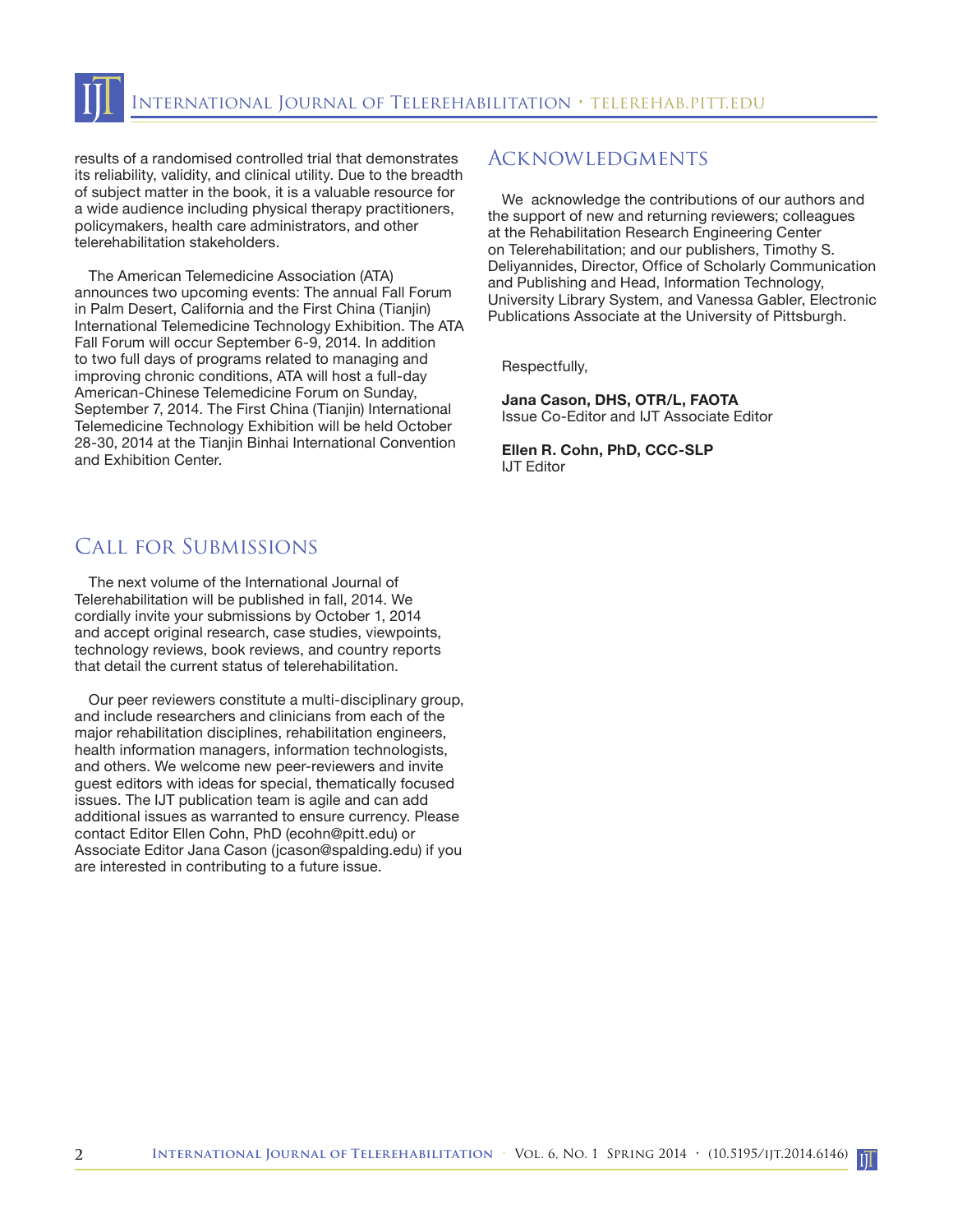results of a randomised controlled trial that demonstrates its reliability, validity, and clinical utility. Due to the breadth of subject matter in the book, it is a valuable resource for a wide audience including physical therapy practitioners, policymakers, health care administrators, and other telerehabilitation stakeholders.

The American Telemedicine Association (ATA) announces two upcoming events: The annual Fall Forum in Palm Desert, California and the First China (Tianjin) International Telemedicine Technology Exhibition. The ATA Fall Forum will occur September 6-9, 2014. In addition to two full days of programs related to managing and improving chronic conditions, ATA will host a full-day American-Chinese Telemedicine Forum on Sunday, September 7, 2014. The First China (Tianjin) International Telemedicine Technology Exhibition will be held October 28-30, 2014 at the Tianjin Binhai International Convention and Exhibition Center.

## Call for Submissions

The next volume of the International Journal of Telerehabilitation will be published in fall, 2014. We cordially invite your submissions by October 1, 2014 and accept original research, case studies, viewpoints, technology reviews, book reviews, and country reports that detail the current status of telerehabilitation.

Our peer reviewers constitute a multi-disciplinary group, and include researchers and clinicians from each of the major rehabilitation disciplines, rehabilitation engineers, health information managers, information technologists, and others. We welcome new peer-reviewers and invite guest editors with ideas for special, thematically focused issues. The IJT publication team is agile and can add additional issues as warranted to ensure currency. Please contact Editor Ellen Cohn, PhD (ecohn@pitt.edu) or Associate Editor Jana Cason (jcason@spalding.edu) if you are interested in contributing to a future issue.

## Acknowledgments

We acknowledge the contributions of our authors and the support of new and returning reviewers; colleagues at the Rehabilitation Research Engineering Center on Telerehabilitation; and our publishers, Timothy S. Deliyannides, Director, Office of Scholarly Communication and Publishing and Head, Information Technology, University Library System, and Vanessa Gabler, Electronic Publications Associate at the University of Pittsburgh.

Respectfully,

**Jana Cason, DHS, OTR/L, FAOTA**
Issue Co-Editor and IJT Associate Editor

**Ellen R. Cohn, PhD, CCC-SLP**
IJT Editor